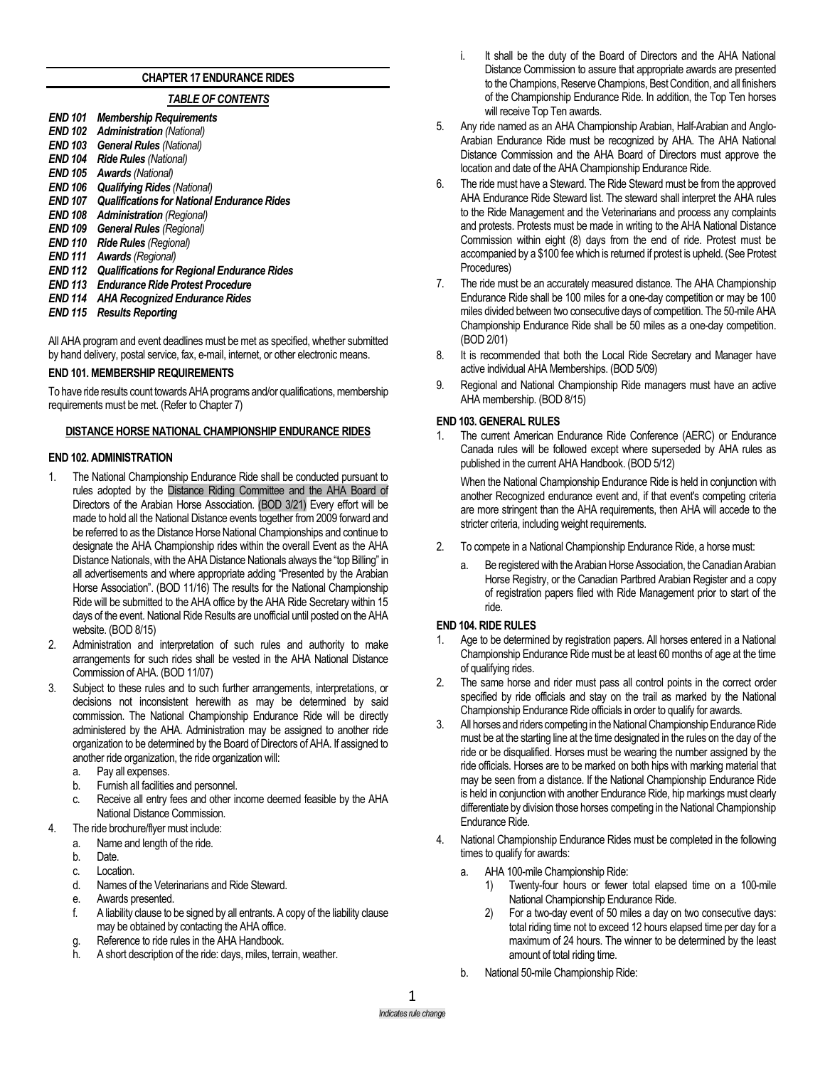## CHAPTER 17 ENDURANCE RIDES

### *TABLE OF CONTENTS*

***END 101 Membership Requirements***
***END 102 Administration*** *(National)*
***END 103 General Rules*** *(National)*
***END 104 Ride Rules*** *(National)*
***END 105 Awards*** *(National)*
***END 106 Qualifying Rides*** *(National)*
***END 107 Qualifications for National Endurance Rides***
***END 108 Administration*** *(Regional)*
***END 109 General Rules*** *(Regional)*
***END 110 Ride Rules*** *(Regional)*
***END 111 Awards*** *(Regional)*
***END 112 Qualifications for Regional Endurance Rides***
***END 113 Endurance Ride Protest Procedure***
***END 114 AHA Recognized Endurance Rides***
***END 115 Results Reporting***

All AHA program and event deadlines must be met as specified, whether submitted by hand delivery, postal service, fax, e-mail, internet, or other electronic means.

### END 101. MEMBERSHIP REQUIREMENTS

To have ride results count towards AHA programs and/or qualifications, membership requirements must be met. (Refer to Chapter 7)

### DISTANCE HORSE NATIONAL CHAMPIONSHIP ENDURANCE RIDES

### END 102. ADMINISTRATION

1. The National Championship Endurance Ride shall be conducted pursuant to rules adopted by the Distance Riding Committee and the AHA Board of Directors of the Arabian Horse Association. (BOD 3/21) Every effort will be made to hold all the National Distance events together from 2009 forward and be referred to as the Distance Horse National Championships and continue to designate the AHA Championship rides within the overall Event as the AHA Distance Nationals, with the AHA Distance Nationals always the "top Billing" in all advertisements and where appropriate adding "Presented by the Arabian Horse Association". (BOD 11/16) The results for the National Championship Ride will be submitted to the AHA office by the AHA Ride Secretary within 15 days of the event. National Ride Results are unofficial until posted on the AHA website. (BOD 8/15)
2. Administration and interpretation of such rules and authority to make arrangements for such rides shall be vested in the AHA National Distance Commission of AHA. (BOD 11/07)
3. Subject to these rules and to such further arrangements, interpretations, or decisions not inconsistent herewith as may be determined by said commission. The National Championship Endurance Ride will be directly administered by the AHA. Administration may be assigned to another ride organization to be determined by the Board of Directors of AHA. If assigned to another ride organization, the ride organization will:
   a. Pay all expenses.
   b. Furnish all facilities and personnel.
   c. Receive all entry fees and other income deemed feasible by the AHA National Distance Commission.
4. The ride brochure/flyer must include:
   a. Name and length of the ride.
   b. Date.
   c. Location.
   d. Names of the Veterinarians and Ride Steward.
   e. Awards presented.
   f. A liability clause to be signed by all entrants. A copy of the liability clause may be obtained by contacting the AHA office.
   g. Reference to ride rules in the AHA Handbook.
   h. A short description of the ride: days, miles, terrain, weather.
   i. It shall be the duty of the Board of Directors and the AHA National Distance Commission to assure that appropriate awards are presented to the Champions, Reserve Champions, Best Condition, and all finishers of the Championship Endurance Ride. In addition, the Top Ten horses will receive Top Ten awards.
5. Any ride named as an AHA Championship Arabian, Half-Arabian and Anglo-Arabian Endurance Ride must be recognized by AHA. The AHA National Distance Commission and the AHA Board of Directors must approve the location and date of the AHA Championship Endurance Ride.
6. The ride must have a Steward. The Ride Steward must be from the approved AHA Endurance Ride Steward list. The steward shall interpret the AHA rules to the Ride Management and the Veterinarians and process any complaints and protests. Protests must be made in writing to the AHA National Distance Commission within eight (8) days from the end of ride. Protest must be accompanied by a $100 fee which is returned if protest is upheld. (See Protest Procedures)
7. The ride must be an accurately measured distance. The AHA Championship Endurance Ride shall be 100 miles for a one-day competition or may be 100 miles divided between two consecutive days of competition. The 50-mile AHA Championship Endurance Ride shall be 50 miles as a one-day competition. (BOD 2/01)
8. It is recommended that both the Local Ride Secretary and Manager have active individual AHA Memberships. (BOD 5/09)
9. Regional and National Championship Ride managers must have an active AHA membership. (BOD 8/15)

### END 103. GENERAL RULES

1. The current American Endurance Ride Conference (AERC) or Endurance Canada rules will be followed except where superseded by AHA rules as published in the current AHA Handbook. (BOD 5/12)

   When the National Championship Endurance Ride is held in conjunction with another Recognized endurance event and, if that event's competing criteria are more stringent than the AHA requirements, then AHA will accede to the stricter criteria, including weight requirements.

2. To compete in a National Championship Endurance Ride, a horse must:
   a. Be registered with the Arabian Horse Association, the Canadian Arabian Horse Registry, or the Canadian Partbred Arabian Register and a copy of registration papers filed with Ride Management prior to start of the ride.

### END 104. RIDE RULES

1. Age to be determined by registration papers. All horses entered in a National Championship Endurance Ride must be at least 60 months of age at the time of qualifying rides.
2. The same horse and rider must pass all control points in the correct order specified by ride officials and stay on the trail as marked by the National Championship Endurance Ride officials in order to qualify for awards.
3. All horses and riders competing in the National Championship Endurance Ride must be at the starting line at the time designated in the rules on the day of the ride or be disqualified. Horses must be wearing the number assigned by the ride officials. Horses are to be marked on both hips with marking material that may be seen from a distance. If the National Championship Endurance Ride is held in conjunction with another Endurance Ride, hip markings must clearly differentiate by division those horses competing in the National Championship Endurance Ride.
4. National Championship Endurance Rides must be completed in the following times to qualify for awards:
   a. AHA 100-mile Championship Ride:
      1) Twenty-four hours or fewer total elapsed time on a 100-mile National Championship Endurance Ride.
      2) For a two-day event of 50 miles a day on two consecutive days: total riding time not to exceed 12 hours elapsed time per day for a maximum of 24 hours. The winner to be determined by the least amount of total riding time.
   b. National 50-mile Championship Ride:

*Indicates rule change*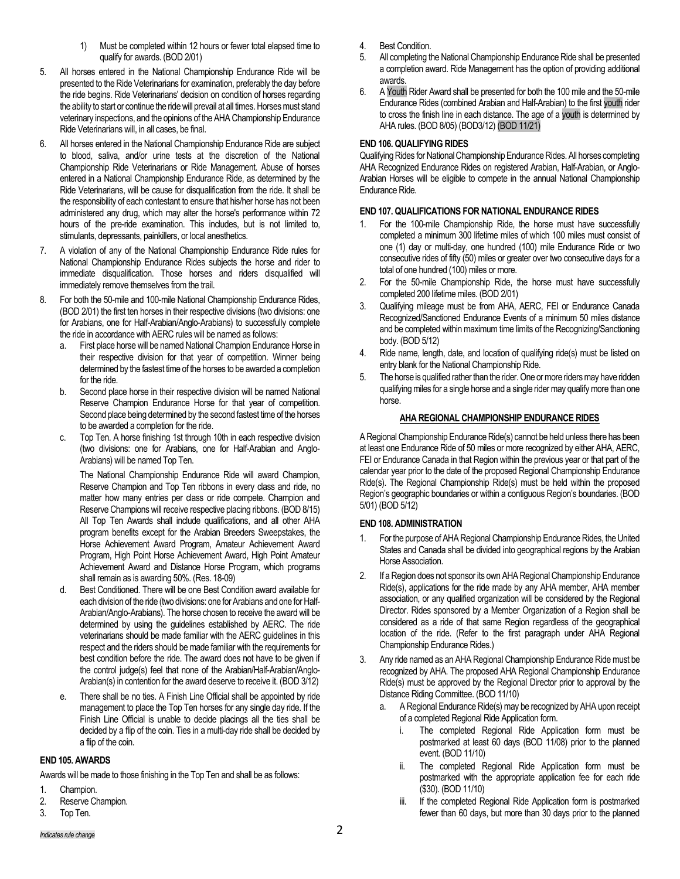1) Must be completed within 12 hours or fewer total elapsed time to qualify for awards. (BOD 2/01)

5. All horses entered in the National Championship Endurance Ride will be presented to the Ride Veterinarians for examination, preferably the day before the ride begins. Ride Veterinarians' decision on condition of horses regarding the ability to start or continue the ride will prevail at all times. Horses must stand veterinary inspections, and the opinions of the AHA Championship Endurance Ride Veterinarians will, in all cases, be final.
6. All horses entered in the National Championship Endurance Ride are subject to blood, saliva, and/or urine tests at the discretion of the National Championship Ride Veterinarians or Ride Management. Abuse of horses entered in a National Championship Endurance Ride, as determined by the Ride Veterinarians, will be cause for disqualification from the ride. It shall be the responsibility of each contestant to ensure that his/her horse has not been administered any drug, which may alter the horse's performance within 72 hours of the pre-ride examination. This includes, but is not limited to, stimulants, depressants, painkillers, or local anesthetics.
7. A violation of any of the National Championship Endurance Ride rules for National Championship Endurance Rides subjects the horse and rider to immediate disqualification. Those horses and riders disqualified will immediately remove themselves from the trail.
8. For both the 50-mile and 100-mile National Championship Endurance Rides, (BOD 2/01) the first ten horses in their respective divisions (two divisions: one for Arabians, one for Half-Arabian/Anglo-Arabians) to successfully complete the ride in accordance with AERC rules will be named as follows:
   a. First place horse will be named National Champion Endurance Horse in their respective division for that year of competition. Winner being determined by the fastest time of the horses to be awarded a completion for the ride.
   b. Second place horse in their respective division will be named National Reserve Champion Endurance Horse for that year of competition. Second place being determined by the second fastest time of the horses to be awarded a completion for the ride.
   c. Top Ten. A horse finishing 1st through 10th in each respective division (two divisions: one for Arabians, one for Half-Arabian and Anglo-Arabians) will be named Top Ten.

      The National Championship Endurance Ride will award Champion, Reserve Champion and Top Ten ribbons in every class and ride, no matter how many entries per class or ride compete. Champion and Reserve Champions will receive respective placing ribbons. (BOD 8/15) All Top Ten Awards shall include qualifications, and all other AHA program benefits except for the Arabian Breeders Sweepstakes, the Horse Achievement Award Program, Amateur Achievement Award Program, High Point Horse Achievement Award, High Point Amateur Achievement Award and Distance Horse Program, which programs shall remain as is awarding 50%. (Res. 18-09)
   d. Best Conditioned. There will be one Best Condition award available for each division of the ride (two divisions: one for Arabians and one for Half-Arabian/Anglo-Arabians). The horse chosen to receive the award will be determined by using the guidelines established by AERC. The ride veterinarians should be made familiar with the AERC guidelines in this respect and the riders should be made familiar with the requirements for best condition before the ride. The award does not have to be given if the control judge(s) feel that none of the Arabian/Half-Arabian/Anglo-Arabian(s) in contention for the award deserve to receive it. (BOD 3/12)
   e. There shall be no ties. A Finish Line Official shall be appointed by ride management to place the Top Ten horses for any single day ride. If the Finish Line Official is unable to decide placings all the ties shall be decided by a flip of the coin. Ties in a multi-day ride shall be decided by a flip of the coin.

### END 105. AWARDS

Awards will be made to those finishing in the Top Ten and shall be as follows:

1. Champion.
2. Reserve Champion.
3. Top Ten.
4. Best Condition.
5. All completing the National Championship Endurance Ride shall be presented a completion award. Ride Management has the option of providing additional awards.
6. A Youth Rider Award shall be presented for both the 100 mile and the 50-mile Endurance Rides (combined Arabian and Half-Arabian) to the first youth rider to cross the finish line in each distance. The age of a youth is determined by AHA rules. (BOD 8/05) (BOD3/12) (BOD 11/21)

### END 106. QUALIFYING RIDES

Qualifying Rides for National Championship Endurance Rides. All horses completing AHA Recognized Endurance Rides on registered Arabian, Half-Arabian, or Anglo-Arabian Horses will be eligible to compete in the annual National Championship Endurance Ride.

### END 107. QUALIFICATIONS FOR NATIONAL ENDURANCE RIDES

1. For the 100-mile Championship Ride, the horse must have successfully completed a minimum 300 lifetime miles of which 100 miles must consist of one (1) day or multi-day, one hundred (100) mile Endurance Ride or two consecutive rides of fifty (50) miles or greater over two consecutive days for a total of one hundred (100) miles or more.
2. For the 50-mile Championship Ride, the horse must have successfully completed 200 lifetime miles. (BOD 2/01)
3. Qualifying mileage must be from AHA, AERC, FEI or Endurance Canada Recognized/Sanctioned Endurance Events of a minimum 50 miles distance and be completed within maximum time limits of the Recognizing/Sanctioning body. (BOD 5/12)
4. Ride name, length, date, and location of qualifying ride(s) must be listed on entry blank for the National Championship Ride.
5. The horse is qualified rather than the rider. One or more riders may have ridden qualifying miles for a single horse and a single rider may qualify more than one horse.

## AHA REGIONAL CHAMPIONSHIP ENDURANCE RIDES

A Regional Championship Endurance Ride(s) cannot be held unless there has been at least one Endurance Ride of 50 miles or more recognized by either AHA, AERC, FEI or Endurance Canada in that Region within the previous year or that part of the calendar year prior to the date of the proposed Regional Championship Endurance Ride(s). The Regional Championship Ride(s) must be held within the proposed Region's geographic boundaries or within a contiguous Region's boundaries. (BOD 5/01) (BOD 5/12)

### END 108. ADMINISTRATION

1. For the purpose of AHA Regional Championship Endurance Rides, the United States and Canada shall be divided into geographical regions by the Arabian Horse Association.
2. If a Region does not sponsor its own AHA Regional Championship Endurance Ride(s), applications for the ride made by any AHA member, AHA member association, or any qualified organization will be considered by the Regional Director. Rides sponsored by a Member Organization of a Region shall be considered as a ride of that same Region regardless of the geographical location of the ride. (Refer to the first paragraph under AHA Regional Championship Endurance Rides.)
3. Any ride named as an AHA Regional Championship Endurance Ride must be recognized by AHA. The proposed AHA Regional Championship Endurance Ride(s) must be approved by the Regional Director prior to approval by the Distance Riding Committee. (BOD 11/10)
   a. A Regional Endurance Ride(s) may be recognized by AHA upon receipt of a completed Regional Ride Application form.
      i. The completed Regional Ride Application form must be postmarked at least 60 days (BOD 11/08) prior to the planned event. (BOD 11/10)
      ii. The completed Regional Ride Application form must be postmarked with the appropriate application fee for each ride ($30). (BOD 11/10)
      iii. If the completed Regional Ride Application form is postmarked fewer than 60 days, but more than 30 days prior to the planned

*Indicates rule change*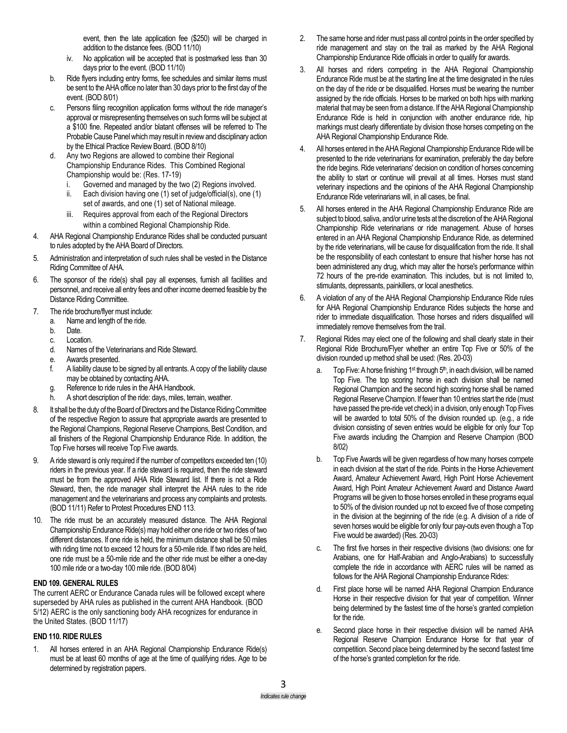event, then the late application fee ($250) will be charged in addition to the distance fees. (BOD 11/10)

iv. No application will be accepted that is postmarked less than 30 days prior to the event. (BOD 11/10)

b. Ride flyers including entry forms, fee schedules and similar items must be sent to the AHA office no later than 30 days prior to the first day of the event. (BOD 8/01)

c. Persons filing recognition application forms without the ride manager's approval or misrepresenting themselves on such forms will be subject at a $100 fine. Repeated and/or blatant offenses will be referred to The Probable Cause Panel which may result in review and disciplinary action by the Ethical Practice Review Board. (BOD 8/10)

d. Any two Regions are allowed to combine their Regional Championship Endurance Rides. This Combined Regional Championship would be: (Res. 17-19)
   i. Governed and managed by the two (2) Regions involved.
   ii. Each division having one (1) set of judge/official(s), one (1) set of awards, and one (1) set of National mileage.
   iii. Requires approval from each of the Regional Directors within a combined Regional Championship Ride.

4. AHA Regional Championship Endurance Rides shall be conducted pursuant to rules adopted by the AHA Board of Directors.

5. Administration and interpretation of such rules shall be vested in the Distance Riding Committee of AHA.

6. The sponsor of the ride(s) shall pay all expenses, furnish all facilities and personnel, and receive all entry fees and other income deemed feasible by the Distance Riding Committee.

7. The ride brochure/flyer must include:
   a. Name and length of the ride.
   b. Date.
   c. Location.
   d. Names of the Veterinarians and Ride Steward.
   e. Awards presented.
   f. A liability clause to be signed by all entrants. A copy of the liability clause may be obtained by contacting AHA.
   g. Reference to ride rules in the AHA Handbook.
   h. A short description of the ride: days, miles, terrain, weather.

8. It shall be the duty of the Board of Directors and the Distance Riding Committee of the respective Region to assure that appropriate awards are presented to the Regional Champions, Regional Reserve Champions, Best Condition, and all finishers of the Regional Championship Endurance Ride. In addition, the Top Five horses will receive Top Five awards.

9. A ride steward is only required if the number of competitors exceeded ten (10) riders in the previous year. If a ride steward is required, then the ride steward must be from the approved AHA Ride Steward list. If there is not a Ride Steward, then, the ride manager shall interpret the AHA rules to the ride management and the veterinarians and process any complaints and protests. (BOD 11/11) Refer to Protest Procedures END 113.

10. The ride must be an accurately measured distance. The AHA Regional Championship Endurance Ride(s) may hold either one ride or two rides of two different distances. If one ride is held, the minimum distance shall be 50 miles with riding time not to exceed 12 hours for a 50-mile ride. If two rides are held, one ride must be a 50-mile ride and the other ride must be either a one-day 100 mile ride or a two-day 100 mile ride. (BOD 8/04)

**END 109. GENERAL RULES**

The current AERC or Endurance Canada rules will be followed except where superseded by AHA rules as published in the current AHA Handbook. (BOD 5/12) AERC is the only sanctioning body AHA recognizes for endurance in the United States. (BOD 11/17)

**END 110. RIDE RULES**

1. All horses entered in an AHA Regional Championship Endurance Ride(s) must be at least 60 months of age at the time of qualifying rides. Age to be determined by registration papers.

2. The same horse and rider must pass all control points in the order specified by ride management and stay on the trail as marked by the AHA Regional Championship Endurance Ride officials in order to qualify for awards.

3. All horses and riders competing in the AHA Regional Championship Endurance Ride must be at the starting line at the time designated in the rules on the day of the ride or be disqualified. Horses must be wearing the number assigned by the ride officials. Horses to be marked on both hips with marking material that may be seen from a distance. If the AHA Regional Championship Endurance Ride is held in conjunction with another endurance ride, hip markings must clearly differentiate by division those horses competing on the AHA Regional Championship Endurance Ride.

4. All horses entered in the AHA Regional Championship Endurance Ride will be presented to the ride veterinarians for examination, preferably the day before the ride begins. Ride veterinarians' decision on condition of horses concerning the ability to start or continue will prevail at all times. Horses must stand veterinary inspections and the opinions of the AHA Regional Championship Endurance Ride veterinarians will, in all cases, be final.

5. All horses entered in the AHA Regional Championship Endurance Ride are subject to blood, saliva, and/or urine tests at the discretion of the AHA Regional Championship Ride veterinarians or ride management. Abuse of horses entered in an AHA Regional Championship Endurance Ride, as determined by the ride veterinarians, will be cause for disqualification from the ride. It shall be the responsibility of each contestant to ensure that his/her horse has not been administered any drug, which may alter the horse's performance within 72 hours of the pre-ride examination. This includes, but is not limited to, stimulants, depressants, painkillers, or local anesthetics.

6. A violation of any of the AHA Regional Championship Endurance Ride rules for AHA Regional Championship Endurance Rides subjects the horse and rider to immediate disqualification. Those horses and riders disqualified will immediately remove themselves from the trail.

7. Regional Rides may elect one of the following and shall clearly state in their Regional Ride Brochure/Flyer whether an entire Top Five or 50% of the division rounded up method shall be used: (Res. 20-03)
   a. Top Five: A horse finishing 1st through 5th, in each division, will be named Top Five. The top scoring horse in each division shall be named Regional Champion and the second high scoring horse shall be named Regional Reserve Champion. If fewer than 10 entries start the ride (must have passed the pre-ride vet check) in a division, only enough Top Fives will be awarded to total 50% of the division rounded up. (e.g., a ride division consisting of seven entries would be eligible for only four Top Five awards including the Champion and Reserve Champion (BOD 8/02)
   b. Top Five Awards will be given regardless of how many horses compete in each division at the start of the ride. Points in the Horse Achievement Award, Amateur Achievement Award, High Point Horse Achievement Award, High Point Amateur Achievement Award and Distance Award Programs will be given to those horses enrolled in these programs equal to 50% of the division rounded up not to exceed five of those competing in the division at the beginning of the ride (e.g. A division of a ride of seven horses would be eligible for only four pay-outs even though a Top Five would be awarded) (Res. 20-03)
   c. The first five horses in their respective divisions (two divisions: one for Arabians, one for Half-Arabian and Anglo-Arabians) to successfully complete the ride in accordance with AERC rules will be named as follows for the AHA Regional Championship Endurance Rides:
   d. First place horse will be named AHA Regional Champion Endurance Horse in their respective division for that year of competition. Winner being determined by the fastest time of the horse's granted completion for the ride.
   e. Second place horse in their respective division will be named AHA Regional Reserve Champion Endurance Horse for that year of competition. Second place being determined by the second fastest time of the horse's granted completion for the ride.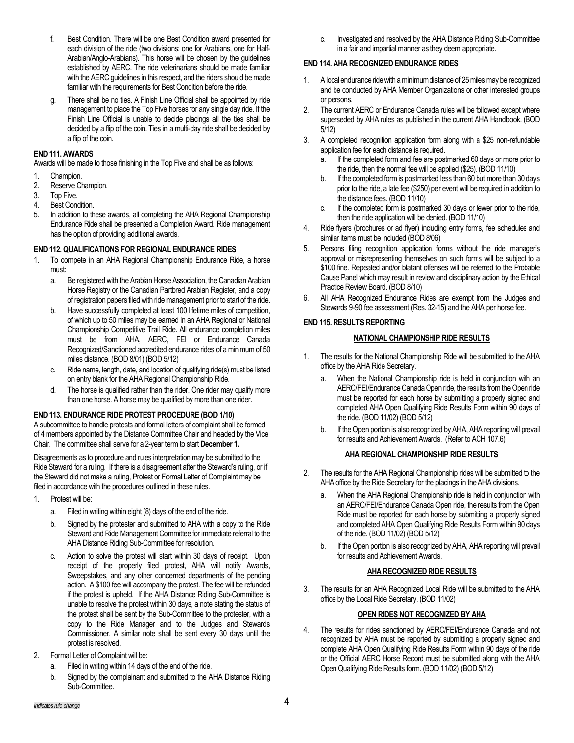f. Best Condition. There will be one Best Condition award presented for each division of the ride (two divisions: one for Arabians, one for Half-Arabian/Anglo-Arabians). This horse will be chosen by the guidelines established by AERC. The ride veterinarians should be made familiar with the AERC guidelines in this respect, and the riders should be made familiar with the requirements for Best Condition before the ride.

g. There shall be no ties. A Finish Line Official shall be appointed by ride management to place the Top Five horses for any single day ride. If the Finish Line Official is unable to decide placings all the ties shall be decided by a flip of the coin. Ties in a multi-day ride shall be decided by a flip of the coin.

### END 111. AWARDS

Awards will be made to those finishing in the Top Five and shall be as follows:

1. Champion.
2. Reserve Champion.
3. Top Five.
4. Best Condition.
5. In addition to these awards, all completing the AHA Regional Championship Endurance Ride shall be presented a Completion Award. Ride management has the option of providing additional awards.

### END 112. QUALIFICATIONS FOR REGIONAL ENDURANCE RIDES

1. To compete in an AHA Regional Championship Endurance Ride, a horse must:
   a. Be registered with the Arabian Horse Association, the Canadian Arabian Horse Registry or the Canadian Partbred Arabian Register, and a copy of registration papers filed with ride management prior to start of the ride.
   b. Have successfully completed at least 100 lifetime miles of competition, of which up to 50 miles may be earned in an AHA Regional or National Championship Competitive Trail Ride. All endurance completion miles must be from AHA, AERC, FEI or Endurance Canada Recognized/Sanctioned accredited endurance rides of a minimum of 50 miles distance. (BOD 8/01) (BOD 5/12)
   c. Ride name, length, date, and location of qualifying ride(s) must be listed on entry blank for the AHA Regional Championship Ride.
   d. The horse is qualified rather than the rider. One rider may qualify more than one horse. A horse may be qualified by more than one rider.

### END 113. ENDURANCE RIDE PROTEST PROCEDURE (BOD 1/10)

A subcommittee to handle protests and formal letters of complaint shall be formed of 4 members appointed by the Distance Committee Chair and headed by the Vice Chair. The committee shall serve for a 2-year term to start **December 1.**

Disagreements as to procedure and rules interpretation may be submitted to the Ride Steward for a ruling. If there is a disagreement after the Steward's ruling, or if the Steward did not make a ruling, Protest or Formal Letter of Complaint may be filed in accordance with the procedures outlined in these rules.

1. Protest will be:
   a. Filed in writing within eight (8) days of the end of the ride.
   b. Signed by the protester and submitted to AHA with a copy to the Ride Steward and Ride Management Committee for immediate referral to the AHA Distance Riding Sub-Committee for resolution.
   c. Action to solve the protest will start within 30 days of receipt. Upon receipt of the properly filed protest, AHA will notify Awards, Sweepstakes, and any other concerned departments of the pending action. A $100 fee will accompany the protest. The fee will be refunded if the protest is upheld. If the AHA Distance Riding Sub-Committee is unable to resolve the protest within 30 days, a note stating the status of the protest shall be sent by the Sub-Committee to the protester, with a copy to the Ride Manager and to the Judges and Stewards Commissioner. A similar note shall be sent every 30 days until the protest is resolved.
2. Formal Letter of Complaint will be:
   a. Filed in writing within 14 days of the end of the ride.
   b. Signed by the complainant and submitted to the AHA Distance Riding Sub-Committee.
   c. Investigated and resolved by the AHA Distance Riding Sub-Committee in a fair and impartial manner as they deem appropriate.

### END 114. AHA RECOGNIZED ENDURANCE RIDES

1. A local endurance ride with a minimum distance of 25 miles may be recognized and be conducted by AHA Member Organizations or other interested groups or persons.
2. The current AERC or Endurance Canada rules will be followed except where superseded by AHA rules as published in the current AHA Handbook. (BOD 5/12)
3. A completed recognition application form along with a $25 non-refundable application fee for each distance is required.
   a. If the completed form and fee are postmarked 60 days or more prior to the ride, then the normal fee will be applied ($25). (BOD 11/10)
   b. If the completed form is postmarked less than 60 but more than 30 days prior to the ride, a late fee ($250) per event will be required in addition to the distance fees. (BOD 11/10)
   c. If the completed form is postmarked 30 days or fewer prior to the ride, then the ride application will be denied. (BOD 11/10)
4. Ride flyers (brochures or ad flyer) including entry forms, fee schedules and similar items must be included (BOD 8/06)
5. Persons filing recognition application forms without the ride manager's approval or misrepresenting themselves on such forms will be subject to a $100 fine. Repeated and/or blatant offenses will be referred to the Probable Cause Panel which may result in review and disciplinary action by the Ethical Practice Review Board. (BOD 8/10)
6. All AHA Recognized Endurance Rides are exempt from the Judges and Stewards 9-90 fee assessment (Res. 32-15) and the AHA per horse fee.

### END 115. RESULTS REPORTING

#### NATIONAL CHAMPIONSHIP RIDE RESULTS

1. The results for the National Championship Ride will be submitted to the AHA office by the AHA Ride Secretary.
   a. When the National Championship ride is held in conjunction with an AERC/FEI/Endurance Canada Open ride, the results from the Open ride must be reported for each horse by submitting a properly signed and completed AHA Open Qualifying Ride Results Form within 90 days of the ride. (BOD 11/02) (BOD 5/12)
   b. If the Open portion is also recognized by AHA, AHA reporting will prevail for results and Achievement Awards. (Refer to ACH 107.6)

#### AHA REGIONAL CHAMPIONSHIP RIDE RESULTS

2. The results for the AHA Regional Championship rides will be submitted to the AHA office by the Ride Secretary for the placings in the AHA divisions.
   a. When the AHA Regional Championship ride is held in conjunction with an AERC/FEI/Endurance Canada Open ride, the results from the Open Ride must be reported for each horse by submitting a properly signed and completed AHA Open Qualifying Ride Results Form within 90 days of the ride. (BOD 11/02) (BOD 5/12)
   b. If the Open portion is also recognized by AHA, AHA reporting will prevail for results and Achievement Awards.

#### AHA RECOGNIZED RIDE RESULTS

3. The results for an AHA Recognized Local Ride will be submitted to the AHA office by the Local Ride Secretary. (BOD 11/02)

#### OPEN RIDES NOT RECOGNIZED BY AHA

4. The results for rides sanctioned by AERC/FEI/Endurance Canada and not recognized by AHA must be reported by submitting a properly signed and complete AHA Open Qualifying Ride Results Form within 90 days of the ride or the Official AERC Horse Record must be submitted along with the AHA Open Qualifying Ride Results form. (BOD 11/02) (BOD 5/12)

*Indicates rule change*